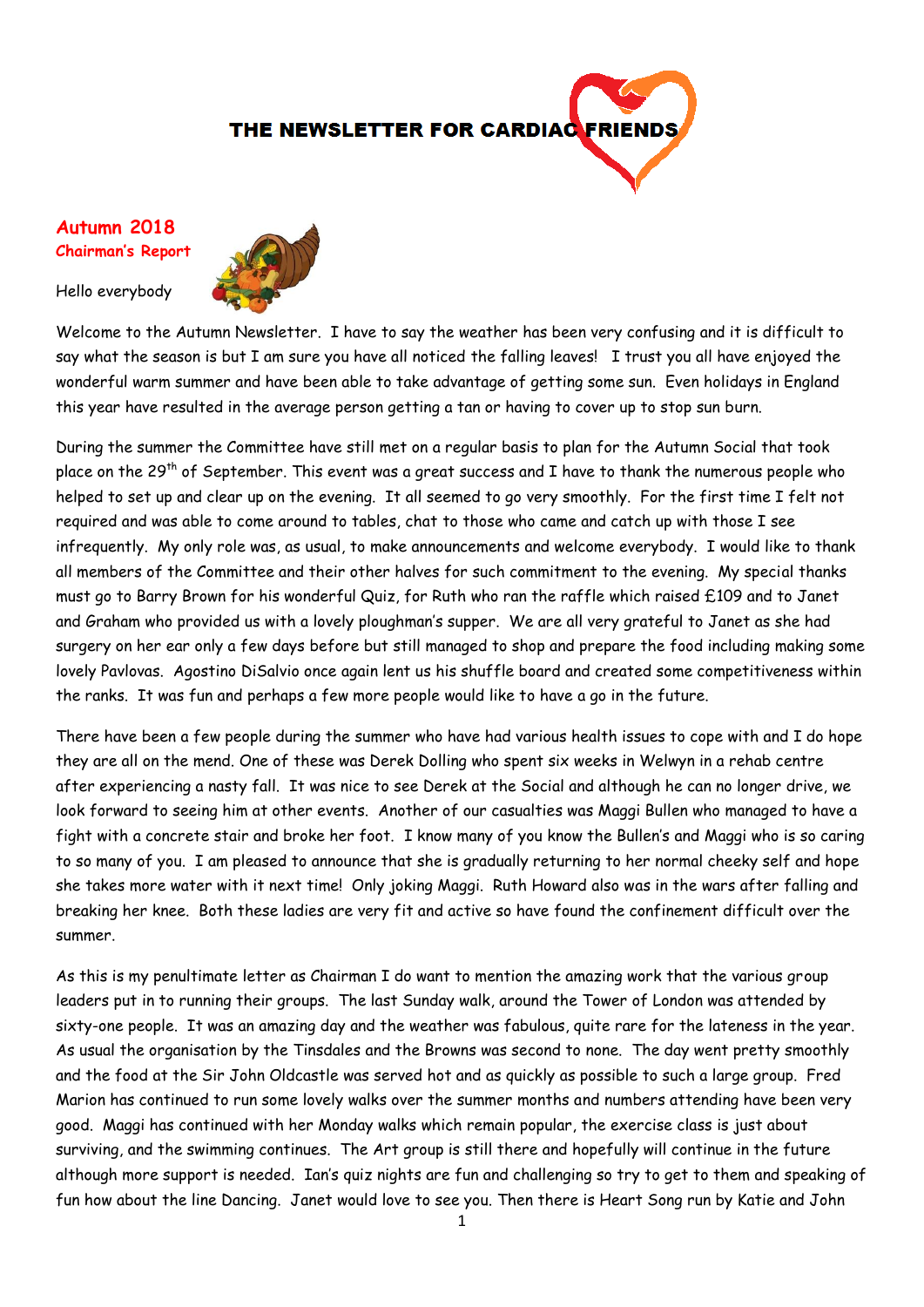# THE NEWSLETTER FOR CARDIAC FRIENDS

## Autumn 2018

### Chairman's Report

Hello everybody

Welcome to the Autumn Newsletter. I have to say the weather has been very confusing and it is difficult to say what the season is but I am sure you have all noticed the falling leaves! I trust you all have enjoyed the wonderful warm summer and have been able to take advantage of getting some sun. Even holidays in England this year have resulted in the average person getting a tan or having to cover up to stop sun burn.

During the summer the Committee have still met on a regular basis to plan for the Autumn Social that took place on the 29th of September. This event was a great success and I have to thank the numerous people who helped to set up and clear up on the evening. It all seemed to go very smoothly. For the first time I felt not required and was able to come around to tables, chat to those who came and catch up with those I see infrequently. My only role was, as usual, to make announcements and welcome everybody. I would like to thank all members of the Committee and their other halves for such commitment to the evening. My special thanks must go to Barry Brown for his wonderful Quiz, for Ruth who ran the raffle which raised £109 and to Janet and Graham who provided us with a lovely ploughman's supper. We are all very grateful to Janet as she had surgery on her ear only a few days before but still managed to shop and prepare the food including making some lovely Pavlovas. Agostino DiSalvio once again lent us his shuffle board and created some competitiveness within the ranks. It was fun and perhaps a few more people would like to have a go in the future.

There have been a few people during the summer who have had various health issues to cope with and I do hope they are all on the mend. One of these was Derek Dolling who spent six weeks in Welwyn in a rehab centre after experiencing a nasty fall. It was nice to see Derek at the Social and although he can no longer drive, we look forward to seeing him at other events. Another of our casualties was Maggi Bullen who managed to have a fight with a concrete stair and broke her foot. I know many of you know the Bullen's and Maggi who is so caring to so many of you. I am pleased to announce that she is gradually returning to her normal cheeky self and hope she takes more water with it next time! Only joking Maggi. Ruth Howard also was in the wars after falling and breaking her knee. Both these ladies are very fit and active so have found the confinement difficult over the summer.

As this is my penultimate letter as Chairman I do want to mention the amazing work that the various group leaders put in to running their groups. The last Sunday walk, around the Tower of London was attended by sixty-one people. It was an amazing day and the weather was fabulous, quite rare for the lateness in the year. As usual the organisation by the Tinsdales and the Browns was second to none. The day went pretty smoothly and the food at the Sir John Oldcastle was served hot and as quickly as possible to such a large group. Fred Marion has continued to run some lovely walks over the summer months and numbers attending have been very good. Maggi has continued with her Monday walks which remain popular, the exercise class is just about surviving, and the swimming continues. The Art group is still there and hopefully will continue in the future although more support is needed. Ian's quiz nights are fun and challenging so try to get to them and speaking of fun how about the line Dancing. Janet would love to see you. Then there is Heart Song run by Katie and John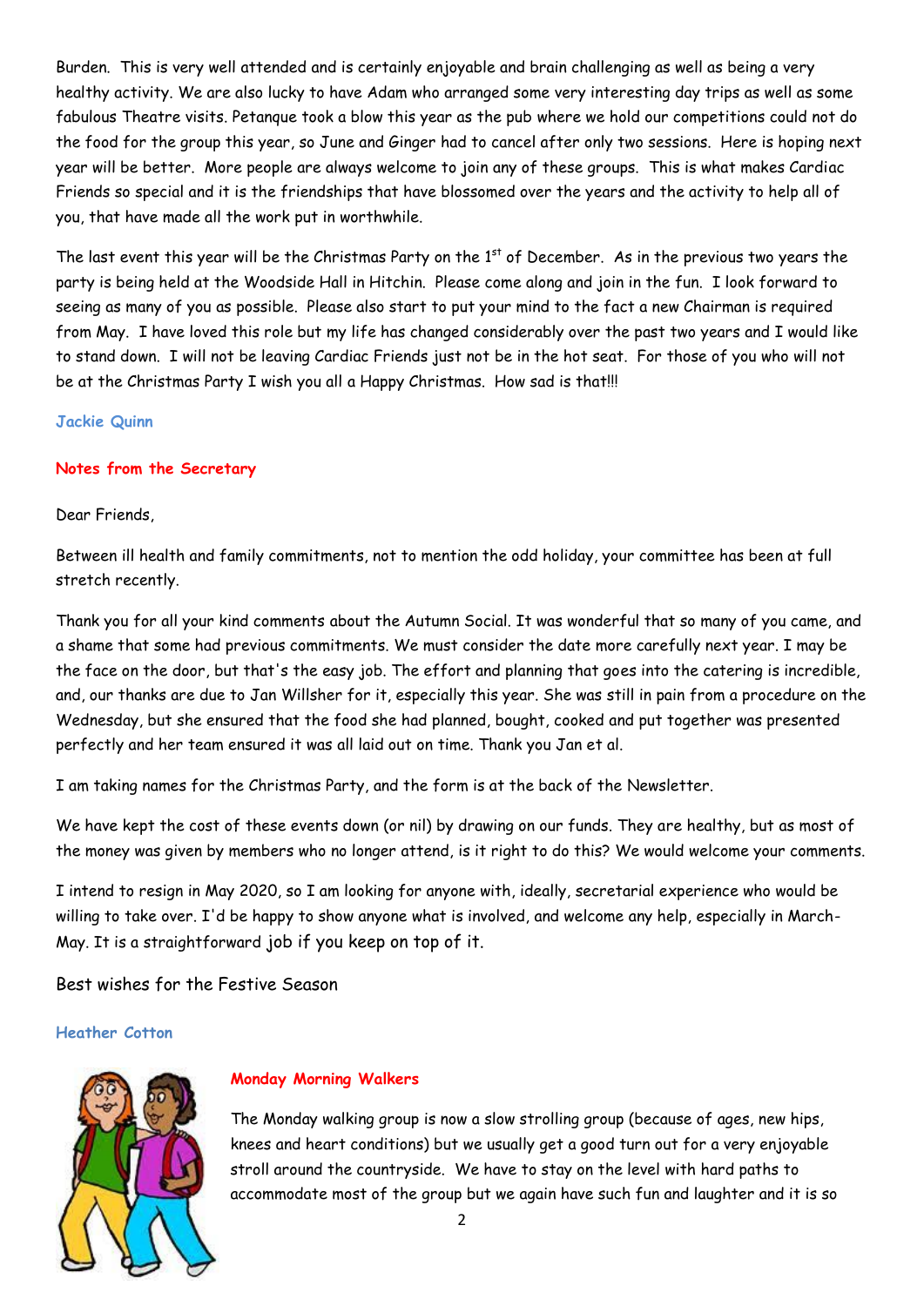Burden. This is very well attended and is certainly enjoyable and brain challenging as well as being a very healthy activity. We are also lucky to have Adam who arranged some very interesting day trips as well as some fabulous Theatre visits. Petanque took a blow this year as the pub where we hold our competitions could not do the food for the group this year, so June and Ginger had to cancel after only two sessions. Here is hoping next year will be better. More people are always welcome to join any of these groups. This is what makes Cardiac Friends so special and it is the friendships that have blossomed over the years and the activity to help all of you, that have made all the work put in worthwhile.

The last event this year will be the Christmas Party on the 1st of December. As in the previous two years the party is being held at the Woodside Hall in Hitchin. Please come along and join in the fun. I look forward to seeing as many of you as possible. Please also start to put your mind to the fact a new Chairman is required from May. I have loved this role but my life has changed considerably over the past two years and I would like to stand down. I will not be leaving Cardiac Friends just not be in the hot seat. For those of you who will not be at the Christmas Party I wish you all a Happy Christmas. How sad is that!!!

**Jackie Quinn**

## Notes from the Secretary

Dear Friends,

Between ill health and family commitments, not to mention the odd holiday, your committee has been at full stretch recently.

Thank you for all your kind comments about the Autumn Social. It was wonderful that so many of you came, and a shame that some had previous commitments. We must consider the date more carefully next year. I may be the face on the door, but that's the easy job. The effort and planning that goes into the catering is incredible, and, our thanks are due to Jan Willsher for it, especially this year. She was still in pain from a procedure on the Wednesday, but she ensured that the food she had planned, bought, cooked and put together was presented perfectly and her team ensured it was all laid out on time. Thank you Jan et al.

I am taking names for the Christmas Party, and the form is at the back of the Newsletter.

We have kept the cost of these events down (or nil) by drawing on our funds. They are healthy, but as most of the money was given by members who no longer attend, is it right to do this? We would welcome your comments.

I intend to resign in May 2020, so I am looking for anyone with, ideally, secretarial experience who would be willing to take over. I'd be happy to show anyone what is involved, and welcome any help, especially in March-May. It is a straightforward job if you keep on top of it.

Best wishes for the Festive Season

**Heather Cotton**

## Monday Morning Walkers

The Monday walking group is now a slow strolling group (because of ages, new hips, knees and heart conditions) but we usually get a good turn out for a very enjoyable stroll around the countryside. We have to stay on the level with hard paths to accommodate most of the group but we again have such fun and laughter and it is so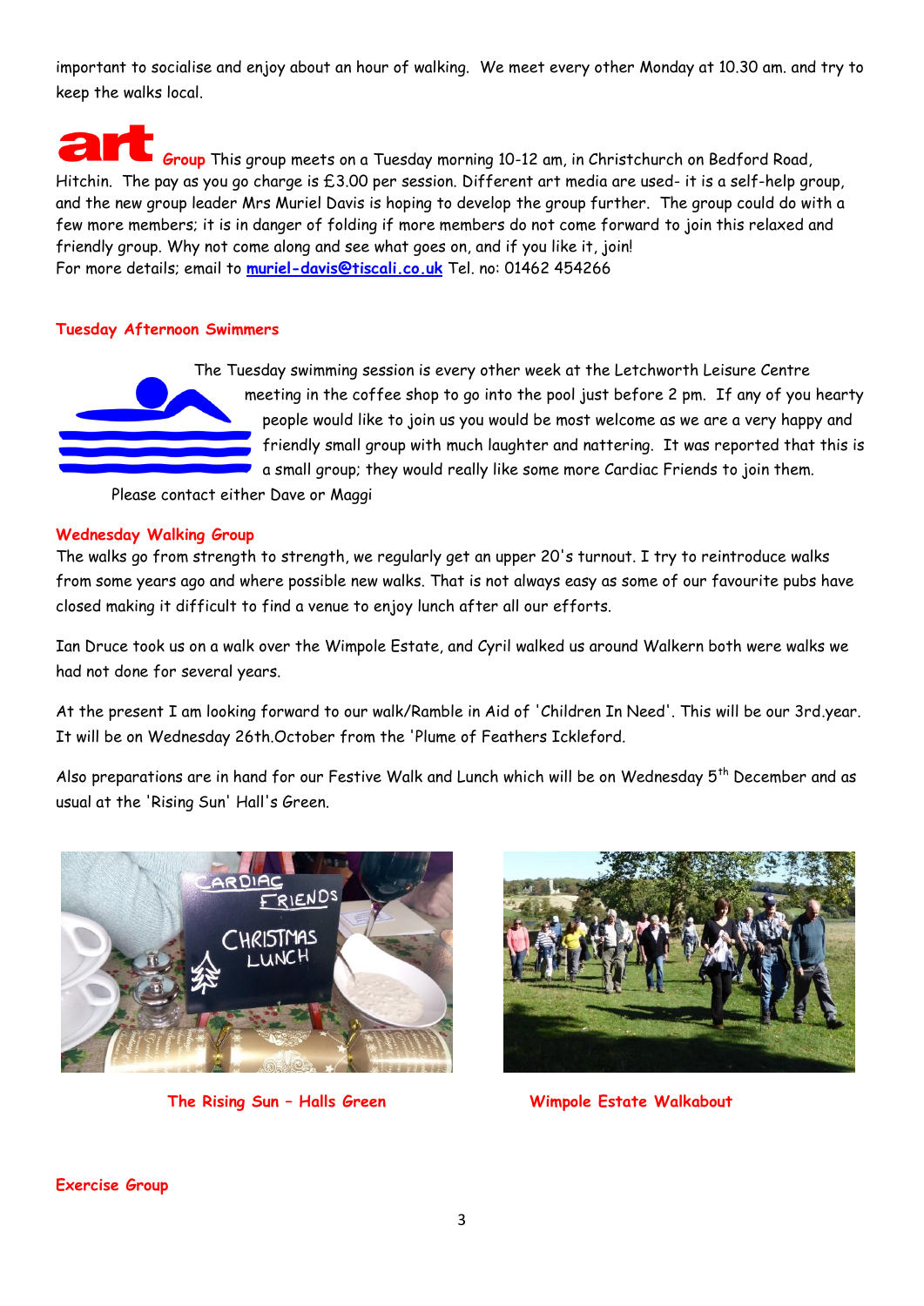important to socialise and enjoy about an hour of walking. We meet every other Monday at 10.30 am. and try to keep the walks local.

**art Group** This group meets on a Tuesday morning 10-12 am, in Christchurch on Bedford Road, Hitchin. The pay as you go charge is £3.00 per session. Different art media are used- it is a self-help group, and the new group leader Mrs Muriel Davis is hoping to develop the group further. The group could do with a few more members; it is in danger of folding if more members do not come forward to join this relaxed and friendly group. Why not come along and see what goes on, and if you like it, join!
For more details; email to **muriel-davis@tiscali.co.uk** Tel. no: 01462 454266

**Tuesday Afternoon Swimmers**

The Tuesday swimming session is every other week at the Letchworth Leisure Centre meeting in the coffee shop to go into the pool just before 2 pm. If any of you hearty people would like to join us you would be most welcome as we are a very happy and friendly small group with much laughter and nattering. It was reported that this is a small group; they would really like some more Cardiac Friends to join them.
Please contact either Dave or Maggi

**Wednesday Walking Group**

The walks go from strength to strength, we regularly get an upper 20's turnout. I try to reintroduce walks from some years ago and where possible new walks. That is not always easy as some of our favourite pubs have closed making it difficult to find a venue to enjoy lunch after all our efforts.

Ian Druce took us on a walk over the Wimpole Estate, and Cyril walked us around Walkern both were walks we had not done for several years.

At the present I am looking forward to our walk/Ramble in Aid of 'Children In Need'. This will be our 3rd.year. It will be on Wednesday 26th.October from the 'Plume of Feathers Ickleford.

Also preparations are in hand for our Festive Walk and Lunch which will be on Wednesday 5th December and as usual at the 'Rising Sun' Hall's Green.

**The Rising Sun – Halls Green**

**Wimpole Estate Walkabout**

**Exercise Group**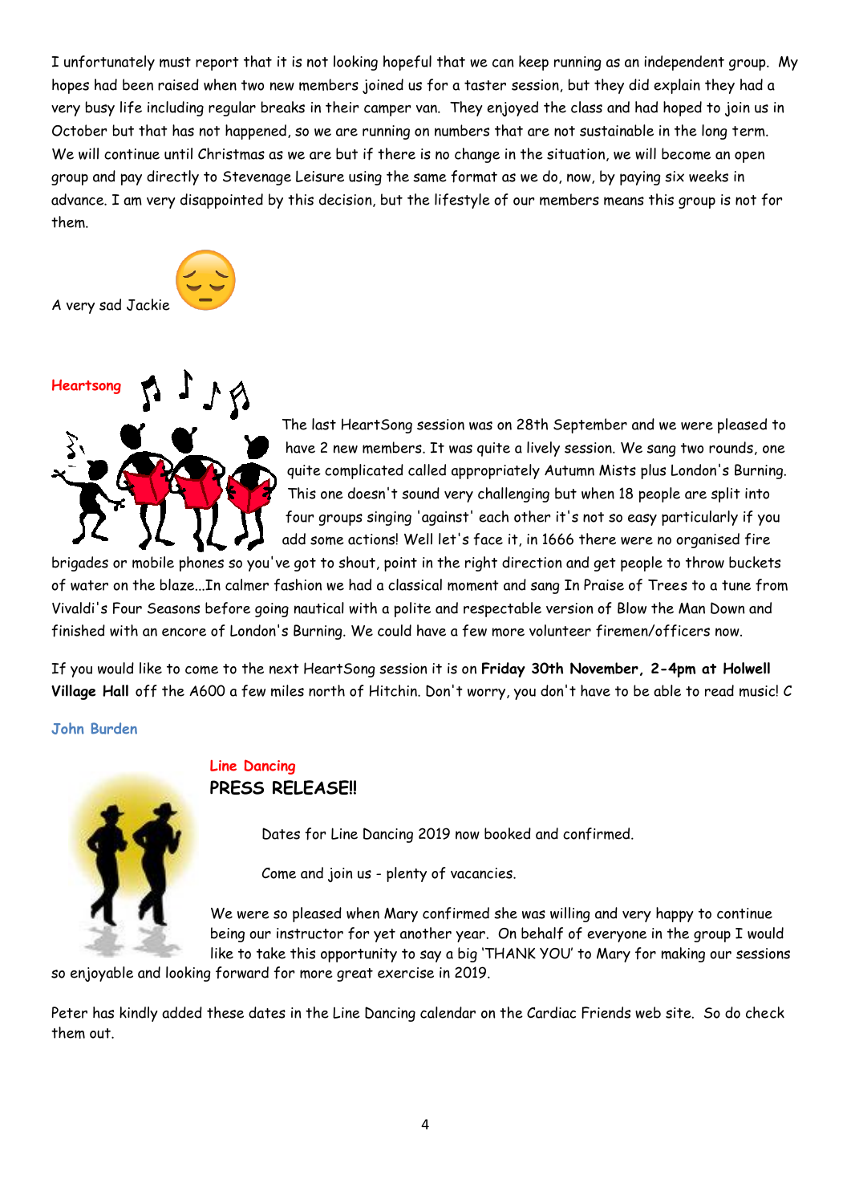I unfortunately must report that it is not looking hopeful that we can keep running as an independent group. My hopes had been raised when two new members joined us for a taster session, but they did explain they had a very busy life including regular breaks in their camper van. They enjoyed the class and had hoped to join us in October but that has not happened, so we are running on numbers that are not sustainable in the long term. We will continue until Christmas as we are but if there is no change in the situation, we will become an open group and pay directly to Stevenage Leisure using the same format as we do, now, by paying six weeks in advance. I am very disappointed by this decision, but the lifestyle of our members means this group is not for them.

A very sad Jackie

## Heartsong

The last HeartSong session was on 28th September and we were pleased to have 2 new members. It was quite a lively session. We sang two rounds, one quite complicated called appropriately Autumn Mists plus London's Burning. This one doesn't sound very challenging but when 18 people are split into four groups singing 'against' each other it's not so easy particularly if you add some actions! Well let's face it, in 1666 there were no organised fire brigades or mobile phones so you've got to shout, point in the right direction and get people to throw buckets of water on the blaze...In calmer fashion we had a classical moment and sang In Praise of Trees to a tune from Vivaldi's Four Seasons before going nautical with a polite and respectable version of Blow the Man Down and finished with an encore of London's Burning. We could have a few more volunteer firemen/officers now.

If you would like to come to the next HeartSong session it is on **Friday 30th November, 2-4pm at Holwell Village Hall** off the A600 a few miles north of Hitchin. Don't worry, you don't have to be able to read music! C

**John Burden**

## Line Dancing

**PRESS RELEASE!!**

Dates for Line Dancing 2019 now booked and confirmed.

Come and join us - plenty of vacancies.

We were so pleased when Mary confirmed she was willing and very happy to continue being our instructor for yet another year. On behalf of everyone in the group I would like to take this opportunity to say a big 'THANK YOU' to Mary for making our sessions so enjoyable and looking forward for more great exercise in 2019.

Peter has kindly added these dates in the Line Dancing calendar on the Cardiac Friends web site. So do check them out.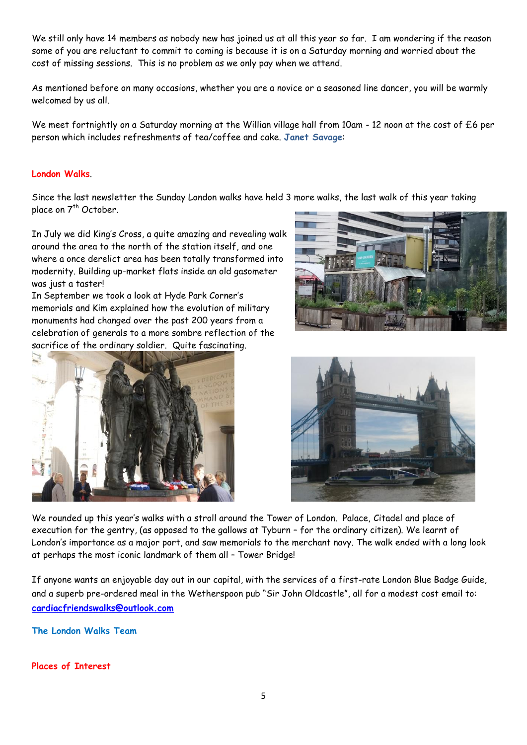We still only have 14 members as nobody new has joined us at all this year so far. I am wondering if the reason some of you are reluctant to commit to coming is because it is on a Saturday morning and worried about the cost of missing sessions. This is no problem as we only pay when we attend.

As mentioned before on many occasions, whether you are a novice or a seasoned line dancer, you will be warmly welcomed by us all.

We meet fortnightly on a Saturday morning at the Willian village hall from 10am - 12 noon at the cost of £6 per person which includes refreshments of tea/coffee and cake. **Janet Savage**:

**London Walks**.

Since the last newsletter the Sunday London walks have held 3 more walks, the last walk of this year taking place on 7th October.

In July we did King's Cross, a quite amazing and revealing walk around the area to the north of the station itself, and one where a once derelict area has been totally transformed into modernity. Building up-market flats inside an old gasometer was just a taster!

In September we took a look at Hyde Park Corner's memorials and Kim explained how the evolution of military monuments had changed over the past 200 years from a celebration of generals to a more sombre reflection of the sacrifice of the ordinary soldier. Quite fascinating.

We rounded up this year's walks with a stroll around the Tower of London. Palace, Citadel and place of execution for the gentry, (as opposed to the gallows at Tyburn – for the ordinary citizen). We learnt of London's importance as a major port, and saw memorials to the merchant navy. The walk ended with a long look at perhaps the most iconic landmark of them all – Tower Bridge!

If anyone wants an enjoyable day out in our capital, with the services of a first-rate London Blue Badge Guide, and a superb pre-ordered meal in the Wetherspoon pub "Sir John Oldcastle", all for a modest cost email to: cardiacfriendswalks@outlook.com

**The London Walks Team**

**Places of Interest**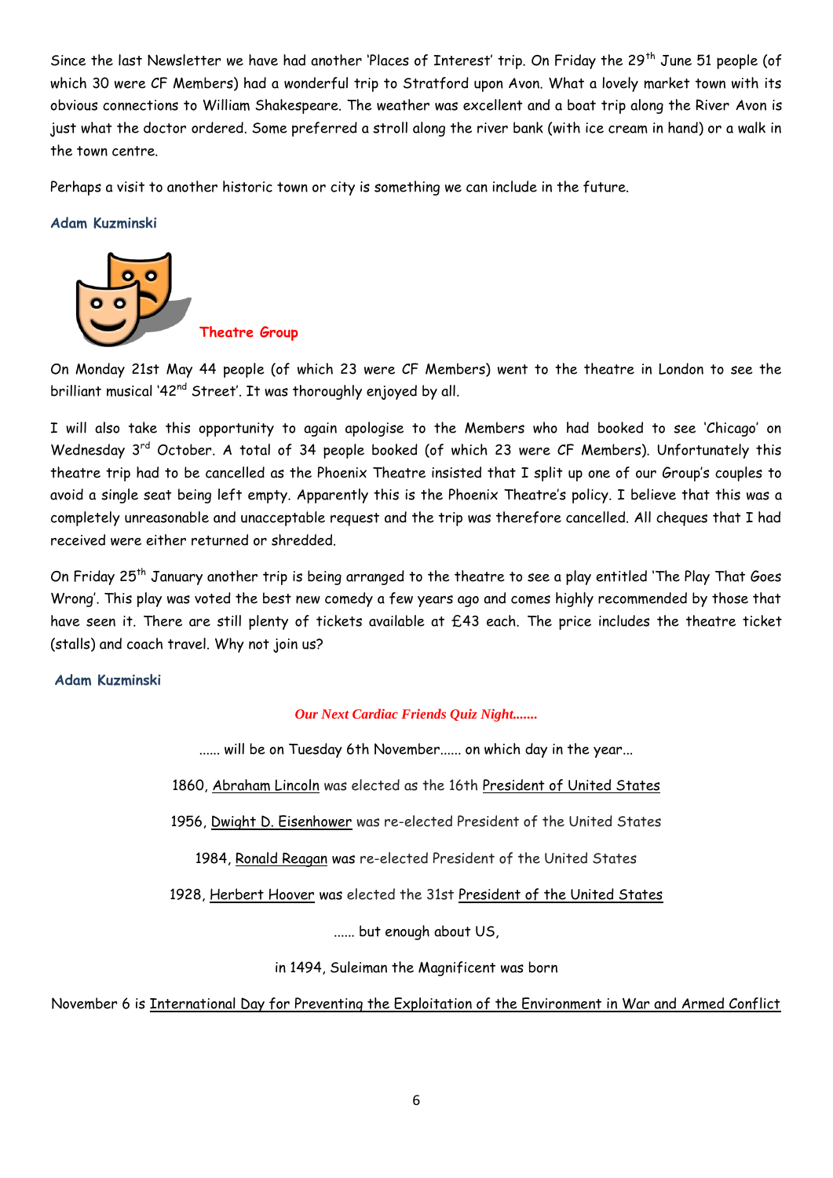Since the last Newsletter we have had another 'Places of Interest' trip. On Friday the 29th June 51 people (of which 30 were CF Members) had a wonderful trip to Stratford upon Avon. What a lovely market town with its obvious connections to William Shakespeare. The weather was excellent and a boat trip along the River Avon is just what the doctor ordered. Some preferred a stroll along the river bank (with ice cream in hand) or a walk in the town centre.

Perhaps a visit to another historic town or city is something we can include in the future.

**Adam Kuzminski**

## Theatre Group

On Monday 21st May 44 people (of which 23 were CF Members) went to the theatre in London to see the brilliant musical '42nd Street'. It was thoroughly enjoyed by all.

I will also take this opportunity to again apologise to the Members who had booked to see 'Chicago' on Wednesday 3rd October. A total of 34 people booked (of which 23 were CF Members). Unfortunately this theatre trip had to be cancelled as the Phoenix Theatre insisted that I split up one of our Group's couples to avoid a single seat being left empty. Apparently this is the Phoenix Theatre's policy. I believe that this was a completely unreasonable and unacceptable request and the trip was therefore cancelled. All cheques that I had received were either returned or shredded.

On Friday 25th January another trip is being arranged to the theatre to see a play entitled 'The Play That Goes Wrong'. This play was voted the best new comedy a few years ago and comes highly recommended by those that have seen it. There are still plenty of tickets available at £43 each. The price includes the theatre ticket (stalls) and coach travel. Why not join us?

**Adam Kuzminski**

***Our Next Cardiac Friends Quiz Night.......***

...... will be on Tuesday 6th November...... on which day in the year...

1860, Abraham Lincoln was elected as the 16th President of United States

1956, Dwight D. Eisenhower was re-elected President of the United States

1984, Ronald Reagan was re-elected President of the United States

1928, Herbert Hoover was elected the 31st President of the United States

...... but enough about US,

in 1494, Suleiman the Magnificent was born

November 6 is International Day for Preventing the Exploitation of the Environment in War and Armed Conflict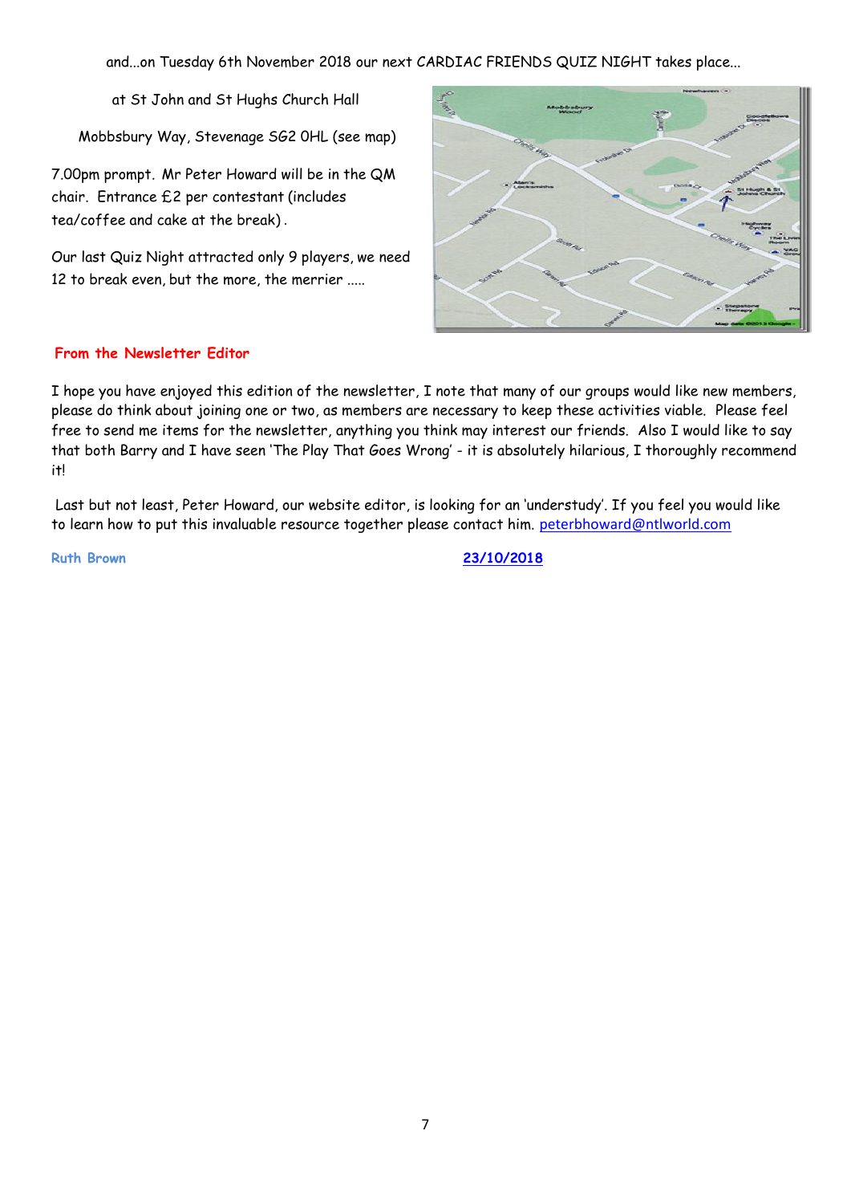and...on Tuesday 6th November 2018 our next CARDIAC FRIENDS QUIZ NIGHT takes place...

at St John and St Hughs Church Hall

Mobbsbury Way, Stevenage SG2 0HL (see map)

7.00pm prompt. Mr Peter Howard will be in the QM chair. Entrance £2 per contestant (includes tea/coffee and cake at the break) .

Our last Quiz Night attracted only 9 players, we need 12 to break even, but the more, the merrier .....

**From the Newsletter Editor**

I hope you have enjoyed this edition of the newsletter, I note that many of our groups would like new members, please do think about joining one or two, as members are necessary to keep these activities viable. Please feel free to send me items for the newsletter, anything you think may interest our friends. Also I would like to say that both Barry and I have seen 'The Play That Goes Wrong' - it is absolutely hilarious, I thoroughly recommend it!

Last but not least, Peter Howard, our website editor, is looking for an 'understudy'. If you feel you would like to learn how to put this invaluable resource together please contact him. peterbhoward@ntlworld.com

**Ruth Brown** **23/10/2018**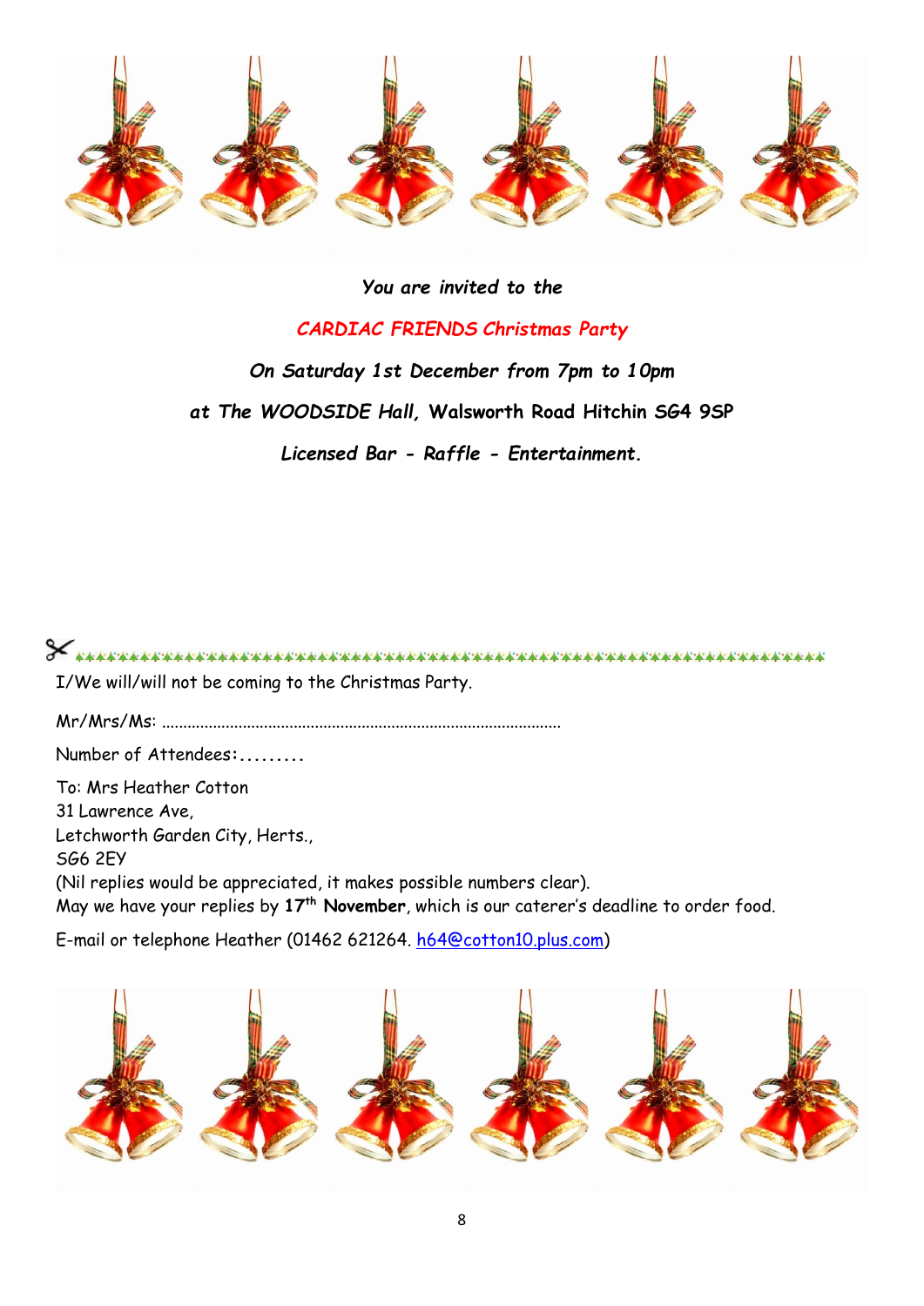*You are invited to the*

***CARDIAC FRIENDS Christmas Party***

***On Saturday 1st December from 7pm to 10pm***

***at The WOODSIDE Hall,* Walsworth Road Hitchin SG4 9SP**

***Licensed Bar - Raffle - Entertainment.***

✂ ---

I/We will/will not be coming to the Christmas Party.

Mr/Mrs/Ms: ..............................................................................................

Number of Attendees:.........

To: Mrs Heather Cotton
31 Lawrence Ave,
Letchworth Garden City, Herts.,
SG6 2EY
(Nil replies would be appreciated, it makes possible numbers clear).
May we have your replies by **17th November**, which is our caterer's deadline to order food.

E-mail or telephone Heather (01462 621264. h64@cotton10.plus.com)